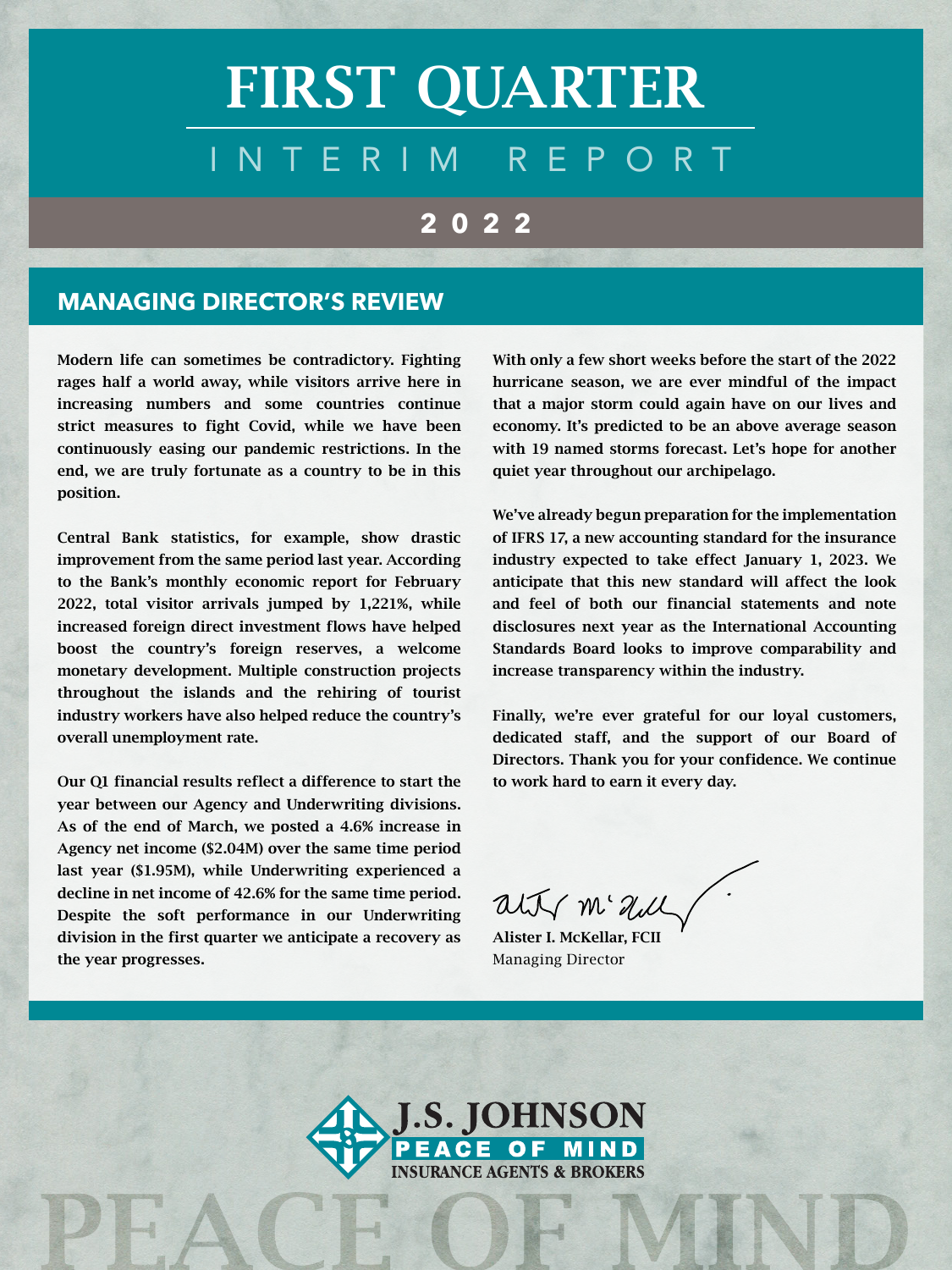# FIRST QUARTER

## INTERIM REPORT

**2022**

## MANAGING DIRECTOR'S REVIEW

**Modern life can sometimes be contradictory. Fighting rages half a world away, while visitors arrive here in increasing numbers and some countries continue strict measures to fight Covid, while we have been continuously easing our pandemic restrictions. In the end, we are truly fortunate as a country to be in this position.**

**Central Bank statistics, for example, show drastic improvement from the same period last year. According to the Bank's monthly economic report for February 2022, total visitor arrivals jumped by 1,221%, while increased foreign direct investment flows have helped boost the country's foreign reserves, a welcome monetary development. Multiple construction projects throughout the islands and the rehiring of tourist industry workers have also helped reduce the country's overall unemployment rate.**

**Our Q1 financial results reflect a difference to start the year between our Agency and Underwriting divisions. As of the end of March, we posted a 4.6% increase in Agency net income ($2.04M) over the same time period last year ($1.95M), while Underwriting experienced a decline in net income of 42.6% for the same time period. Despite the soft performance in our Underwriting division in the first quarter we anticipate a recovery as the year progresses.**

**With only a few short weeks before the start of the 2022 hurricane season, we are ever mindful of the impact that a major storm could again have on our lives and economy. It's predicted to be an above average season with 19 named storms forecast. Let's hope for another quiet year throughout our archipelago.**

**We've already begun preparation for the implementation of IFRS 17, a new accounting standard for the insurance industry expected to take effect January 1, 2023. We anticipate that this new standard will affect the look and feel of both our financial statements and note disclosures next year as the International Accounting Standards Board looks to improve comparability and increase transparency within the industry.**

**Finally, we're ever grateful for our loyal customers, dedicated staff, and the support of our Board of Directors. Thank you for your confidence. We continue to work hard to earn it every day.**

**Alister I. McKellar, FCII**
Managing Director

**J.S. JOHNSON**
**PEACE OF MIND**
**INSURANCE AGENTS & BROKERS**

PEACE OF MIND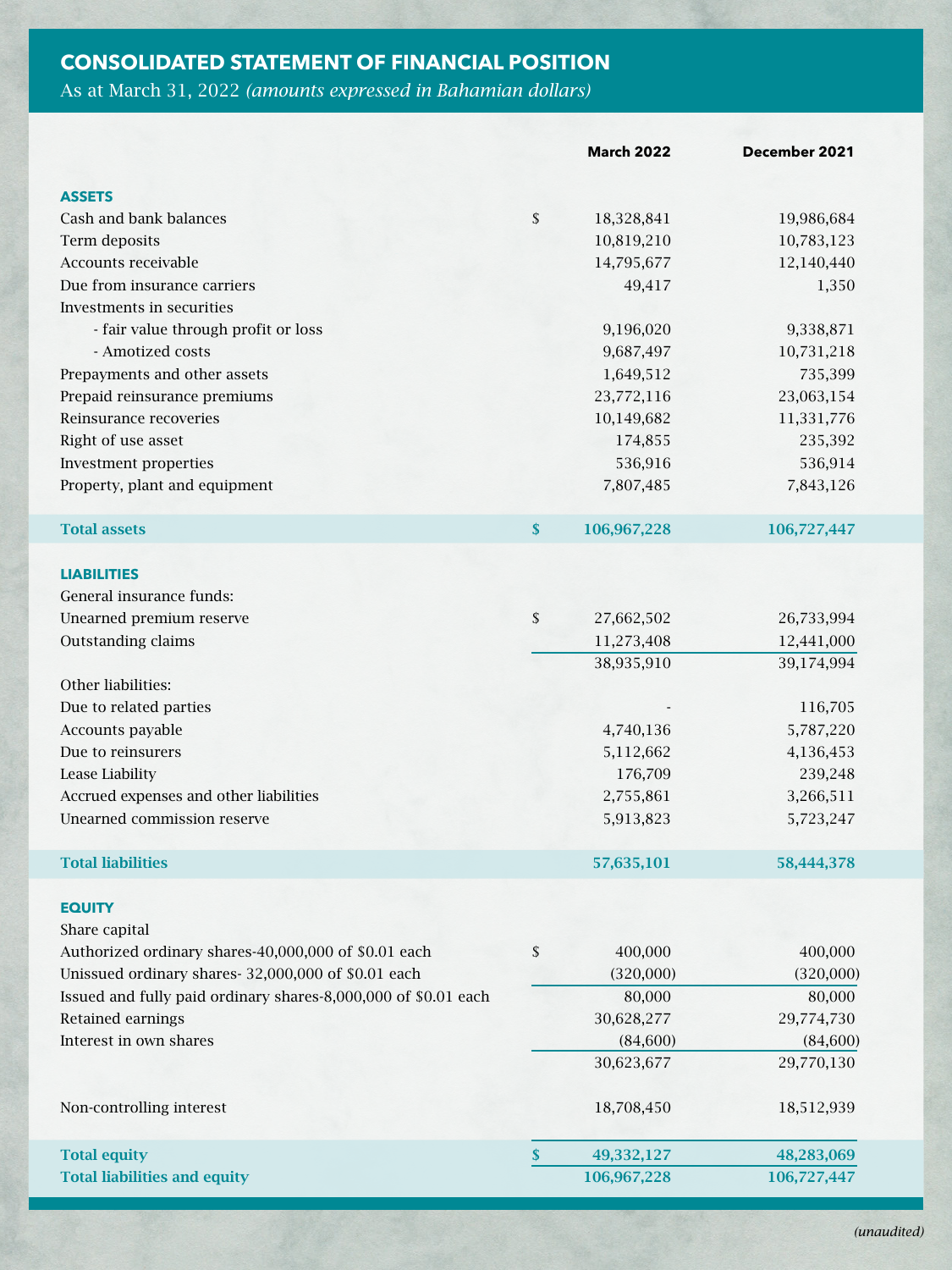# CONSOLIDATED STATEMENT OF FINANCIAL POSITION

As at March 31, 2022 *(amounts expressed in Bahamian dollars)*

| | | March 2022 | December 2021 |
|---|---|---|---|
| **ASSETS** | | | |
| Cash and bank balances | $ | 18,328,841 | 19,986,684 |
| Term deposits | | 10,819,210 | 10,783,123 |
| Accounts receivable | | 14,795,677 | 12,140,440 |
| Due from insurance carriers | | 49,417 | 1,350 |
| Investments in securities | | | |
| - fair value through profit or loss | | 9,196,020 | 9,338,871 |
| - Amotized costs | | 9,687,497 | 10,731,218 |
| Prepayments and other assets | | 1,649,512 | 735,399 |
| Prepaid reinsurance premiums | | 23,772,116 | 23,063,154 |
| Reinsurance recoveries | | 10,149,682 | 11,331,776 |
| Right of use asset | | 174,855 | 235,392 |
| Investment properties | | 536,916 | 536,914 |
| Property, plant and equipment | | 7,807,485 | 7,843,126 |
| **Total assets** | **$** | **106,967,228** | **106,727,447** |
| **LIABILITIES** | | | |
| General insurance funds: | | | |
| Unearned premium reserve | $ | 27,662,502 | 26,733,994 |
| Outstanding claims | | 11,273,408 | 12,441,000 |
| | | 38,935,910 | 39,174,994 |
| Other liabilities: | | | |
| Due to related parties | | - | 116,705 |
| Accounts payable | | 4,740,136 | 5,787,220 |
| Due to reinsurers | | 5,112,662 | 4,136,453 |
| Lease Liability | | 176,709 | 239,248 |
| Accrued expenses and other liabilities | | 2,755,861 | 3,266,511 |
| Unearned commission reserve | | 5,913,823 | 5,723,247 |
| **Total liabilities** | | **57,635,101** | **58,444,378** |
| **EQUITY** | | | |
| Share capital | | | |
| Authorized ordinary shares-40,000,000 of $0.01 each | $ | 400,000 | 400,000 |
| Unissued ordinary shares- 32,000,000 of $0.01 each | | (320,000) | (320,000) |
| Issued and fully paid ordinary shares-8,000,000 of $0.01 each | | 80,000 | 80,000 |
| Retained earnings | | 30,628,277 | 29,774,730 |
| Interest in own shares | | (84,600) | (84,600) |
| | | 30,623,677 | 29,770,130 |
| Non-controlling interest | | 18,708,450 | 18,512,939 |
| **Total equity** | **$** | **49,332,127** | **48,283,069** |
| **Total liabilities and equity** | | **106,967,228** | **106,727,447** |

*(unaudited)*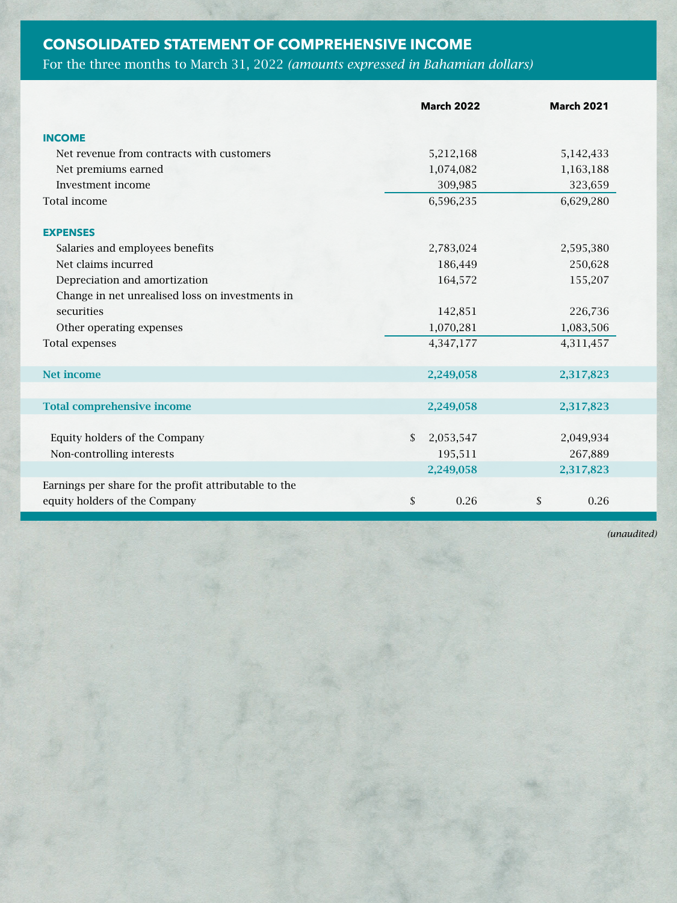## CONSOLIDATED STATEMENT OF COMPREHENSIVE INCOME

For the three months to March 31, 2022 *(amounts expressed in Bahamian dollars)*

| | March 2022 | March 2021 |
|---|---|---|
| **INCOME** | | |
| Net revenue from contracts with customers | 5,212,168 | 5,142,433 |
| Net premiums earned | 1,074,082 | 1,163,188 |
| Investment income | 309,985 | 323,659 |
| Total income | 6,596,235 | 6,629,280 |
| **EXPENSES** | | |
| Salaries and employees benefits | 2,783,024 | 2,595,380 |
| Net claims incurred | 186,449 | 250,628 |
| Depreciation and amortization | 164,572 | 155,207 |
| Change in net unrealised loss on investments in securities | 142,851 | 226,736 |
| Other operating expenses | 1,070,281 | 1,083,506 |
| Total expenses | 4,347,177 | 4,311,457 |
| **Net income** | **2,249,058** | **2,317,823** |
| **Total comprehensive income** | **2,249,058** | **2,317,823** |
| Equity holders of the Company | $ 2,053,547 | 2,049,934 |
| Non-controlling interests | 195,511 | 267,889 |
| | **2,249,058** | **2,317,823** |
| Earnings per share for the profit attributable to the equity holders of the Company | $ 0.26 | $ 0.26 |

*(unaudited)*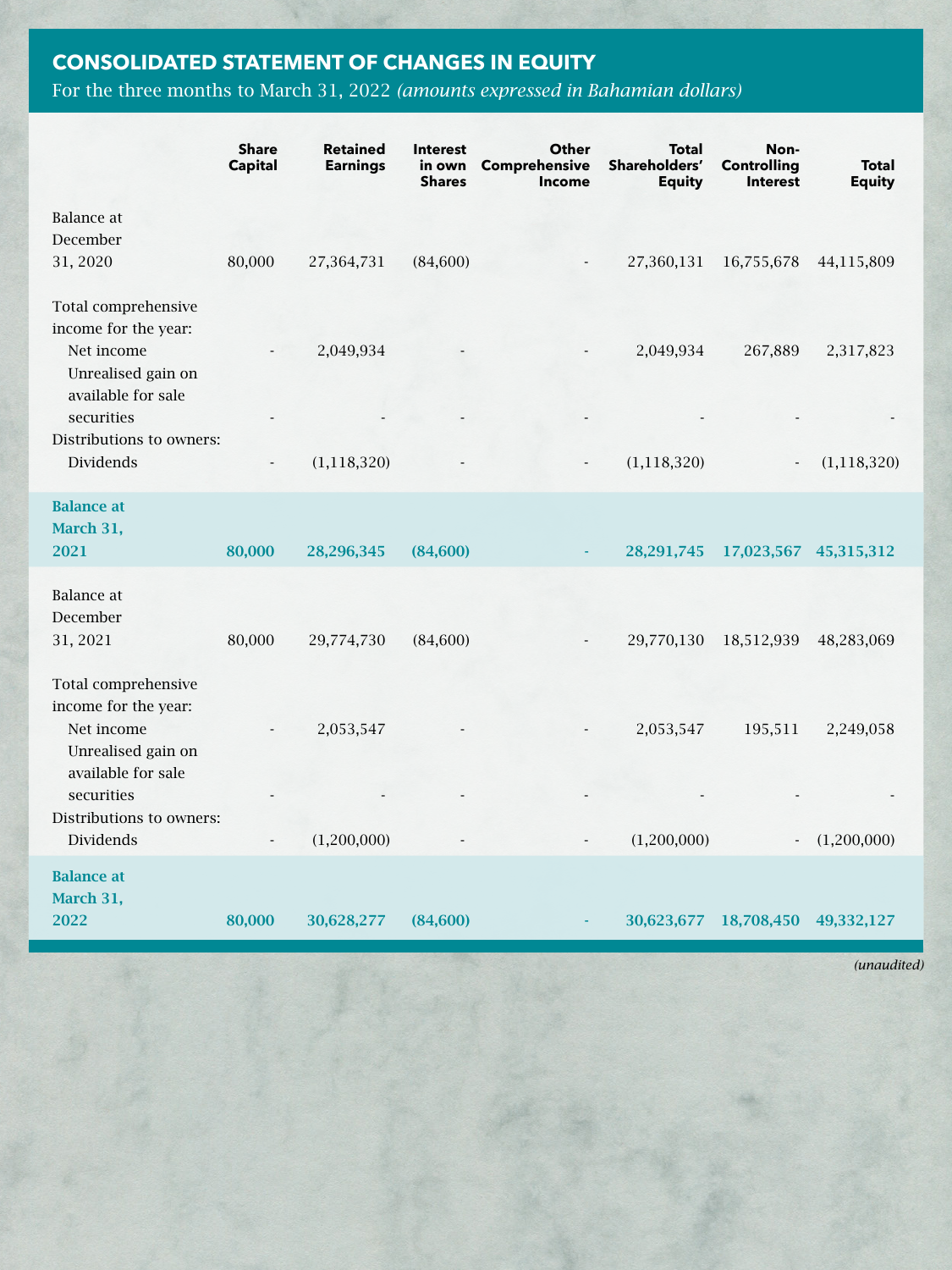## CONSOLIDATED STATEMENT OF CHANGES IN EQUITY

For the three months to March 31, 2022 *(amounts expressed in Bahamian dollars)*

| | Share Capital | Retained Earnings | Interest in own Shares | Other Comprehensive Income | Total Shareholders' Equity | Non-Controlling Interest | Total Equity |
|---|---|---|---|---|---|---|---|
| Balance at December 31, 2020 | 80,000 | 27,364,731 | (84,600) | - | 27,360,131 | 16,755,678 | 44,115,809 |
| Total comprehensive income for the year: | | | | | | | |
| Net income | - | 2,049,934 | - | - | 2,049,934 | 267,889 | 2,317,823 |
| Unrealised gain on available for sale securities | - | - | - | - | - | - | - |
| Distributions to owners: | | | | | | | |
| Dividends | - | (1,118,320) | - | - | (1,118,320) | - | (1,118,320) |
| **Balance at March 31, 2021** | **80,000** | **28,296,345** | **(84,600)** | **-** | **28,291,745** | **17,023,567** | **45,315,312** |
| Balance at December 31, 2021 | 80,000 | 29,774,730 | (84,600) | - | 29,770,130 | 18,512,939 | 48,283,069 |
| Total comprehensive income for the year: | | | | | | | |
| Net income | - | 2,053,547 | - | - | 2,053,547 | 195,511 | 2,249,058 |
| Unrealised gain on available for sale securities | - | - | - | - | - | - | - |
| Distributions to owners: | | | | | | | |
| Dividends | - | (1,200,000) | - | - | (1,200,000) | - | (1,200,000) |
| **Balance at March 31, 2022** | **80,000** | **30,628,277** | **(84,600)** | **-** | **30,623,677** | **18,708,450** | **49,332,127** |

*(unaudited)*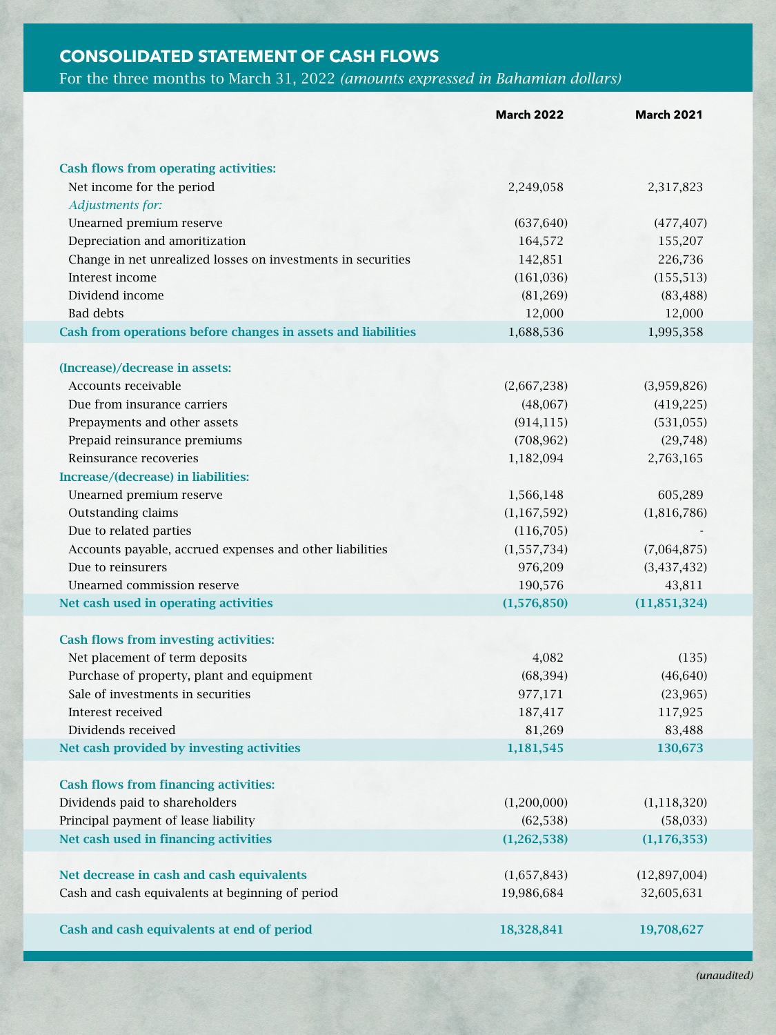## CONSOLIDATED STATEMENT OF CASH FLOWS

For the three months to March 31, 2022 *(amounts expressed in Bahamian dollars)*

| | March 2022 | March 2021 |
|---|---|---|
| **Cash flows from operating activities:** | | |
| Net income for the period | 2,249,058 | 2,317,823 |
| *Adjustments for:* | | |
| Unearned premium reserve | (637,640) | (477,407) |
| Depreciation and amoritization | 164,572 | 155,207 |
| Change in net unrealized losses on investments in securities | 142,851 | 226,736 |
| Interest income | (161,036) | (155,513) |
| Dividend income | (81,269) | (83,488) |
| Bad debts | 12,000 | 12,000 |
| **Cash from operations before changes in assets and liabilities** | 1,688,536 | 1,995,358 |
| **(Increase)/decrease in assets:** | | |
| Accounts receivable | (2,667,238) | (3,959,826) |
| Due from insurance carriers | (48,067) | (419,225) |
| Prepayments and other assets | (914,115) | (531,055) |
| Prepaid reinsurance premiums | (708,962) | (29,748) |
| Reinsurance recoveries | 1,182,094 | 2,763,165 |
| **Increase/(decrease) in liabilities:** | | |
| Unearned premium reserve | 1,566,148 | 605,289 |
| Outstanding claims | (1,167,592) | (1,816,786) |
| Due to related parties | (116,705) | - |
| Accounts payable, accrued expenses and other liabilities | (1,557,734) | (7,064,875) |
| Due to reinsurers | 976,209 | (3,437,432) |
| Unearned commission reserve | 190,576 | 43,811 |
| **Net cash used in operating activities** | **(1,576,850)** | **(11,851,324)** |
| **Cash flows from investing activities:** | | |
| Net placement of term deposits | 4,082 | (135) |
| Purchase of property, plant and equipment | (68,394) | (46,640) |
| Sale of investments in securities | 977,171 | (23,965) |
| Interest received | 187,417 | 117,925 |
| Dividends received | 81,269 | 83,488 |
| **Net cash provided by investing activities** | **1,181,545** | **130,673** |
| **Cash flows from financing activities:** | | |
| Dividends paid to shareholders | (1,200,000) | (1,118,320) |
| Principal payment of lease liability | (62,538) | (58,033) |
| **Net cash used in financing activities** | **(1,262,538)** | **(1,176,353)** |
| **Net decrease in cash and cash equivalents** | (1,657,843) | (12,897,004) |
| Cash and cash equivalents at beginning of period | 19,986,684 | 32,605,631 |
| **Cash and cash equivalents at end of period** | **18,328,841** | **19,708,627** |

*(unaudited)*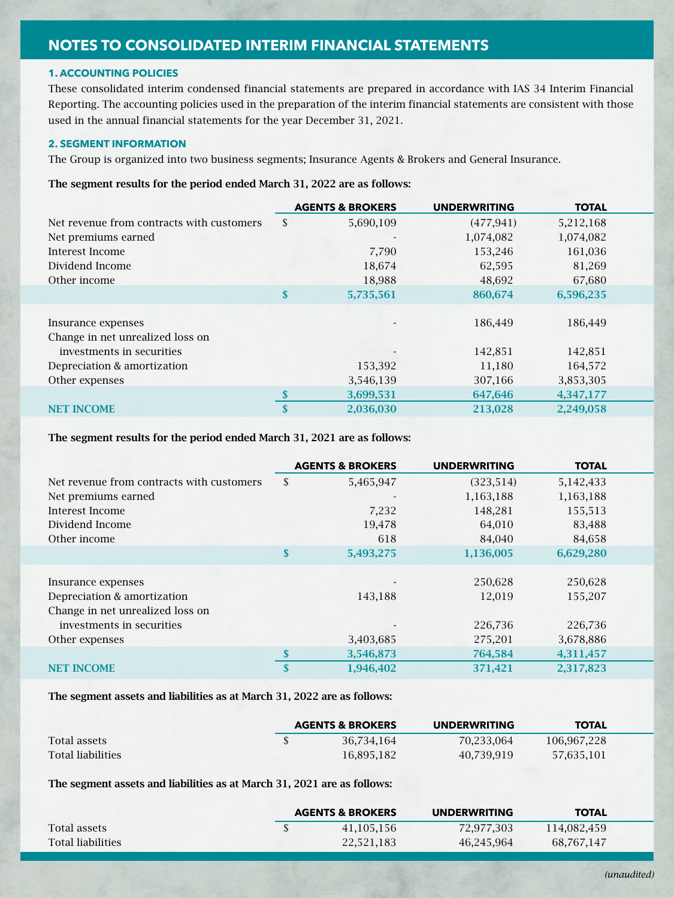# NOTES TO CONSOLIDATED INTERIM FINANCIAL STATEMENTS

## 1. ACCOUNTING POLICIES

These consolidated interim condensed financial statements are prepared in accordance with IAS 34 Interim Financial Reporting. The accounting policies used in the preparation of the interim financial statements are consistent with those used in the annual financial statements for the year December 31, 2021.

## 2. SEGMENT INFORMATION

The Group is organized into two business segments; Insurance Agents & Brokers and General Insurance.

**The segment results for the period ended March 31, 2022 are as follows:**

| | | AGENTS & BROKERS | UNDERWRITING | TOTAL |
|---|---|---|---|---|
| Net revenue from contracts with customers | $ | 5,690,109 | (477,941) | 5,212,168 |
| Net premiums earned | | - | 1,074,082 | 1,074,082 |
| Interest Income | | 7,790 | 153,246 | 161,036 |
| Dividend Income | | 18,674 | 62,595 | 81,269 |
| Other income | | 18,988 | 48,692 | 67,680 |
| | **$** | **5,735,561** | **860,674** | **6,596,235** |
| Insurance expenses | | - | 186,449 | 186,449 |
| Change in net unrealized loss on investments in securities | | - | 142,851 | 142,851 |
| Depreciation & amortization | | 153,392 | 11,180 | 164,572 |
| Other expenses | | 3,546,139 | 307,166 | 3,853,305 |
| | **$** | **3,699,531** | **647,646** | **4,347,177** |
| **NET INCOME** | **$** | **2,036,030** | **213,028** | **2,249,058** |

**The segment results for the period ended March 31, 2021 are as follows:**

| | | AGENTS & BROKERS | UNDERWRITING | TOTAL |
|---|---|---|---|---|
| Net revenue from contracts with customers | $ | 5,465,947 | (323,514) | 5,142,433 |
| Net premiums earned | | - | 1,163,188 | 1,163,188 |
| Interest Income | | 7,232 | 148,281 | 155,513 |
| Dividend Income | | 19,478 | 64,010 | 83,488 |
| Other income | | 618 | 84,040 | 84,658 |
| | **$** | **5,493,275** | **1,136,005** | **6,629,280** |
| Insurance expenses | | - | 250,628 | 250,628 |
| Depreciation & amortization | | 143,188 | 12,019 | 155,207 |
| Change in net unrealized loss on investments in securities | | - | 226,736 | 226,736 |
| Other expenses | | 3,403,685 | 275,201 | 3,678,886 |
| | **$** | **3,546,873** | **764,584** | **4,311,457** |
| **NET INCOME** | **$** | **1,946,402** | **371,421** | **2,317,823** |

**The segment assets and liabilities as at March 31, 2022 are as follows:**

| | | AGENTS & BROKERS | UNDERWRITING | TOTAL |
|---|---|---|---|---|
| Total assets | $ | 36,734,164 | 70,233,064 | 106,967,228 |
| Total liabilities | | 16,895,182 | 40,739,919 | 57,635,101 |

**The segment assets and liabilities as at March 31, 2021 are as follows:**

| | | AGENTS & BROKERS | UNDERWRITING | TOTAL |
|---|---|---|---|---|
| Total assets | $ | 41,105,156 | 72,977,303 | 114,082,459 |
| Total liabilities | | 22,521,183 | 46,245,964 | 68,767,147 |

*(unaudited)*